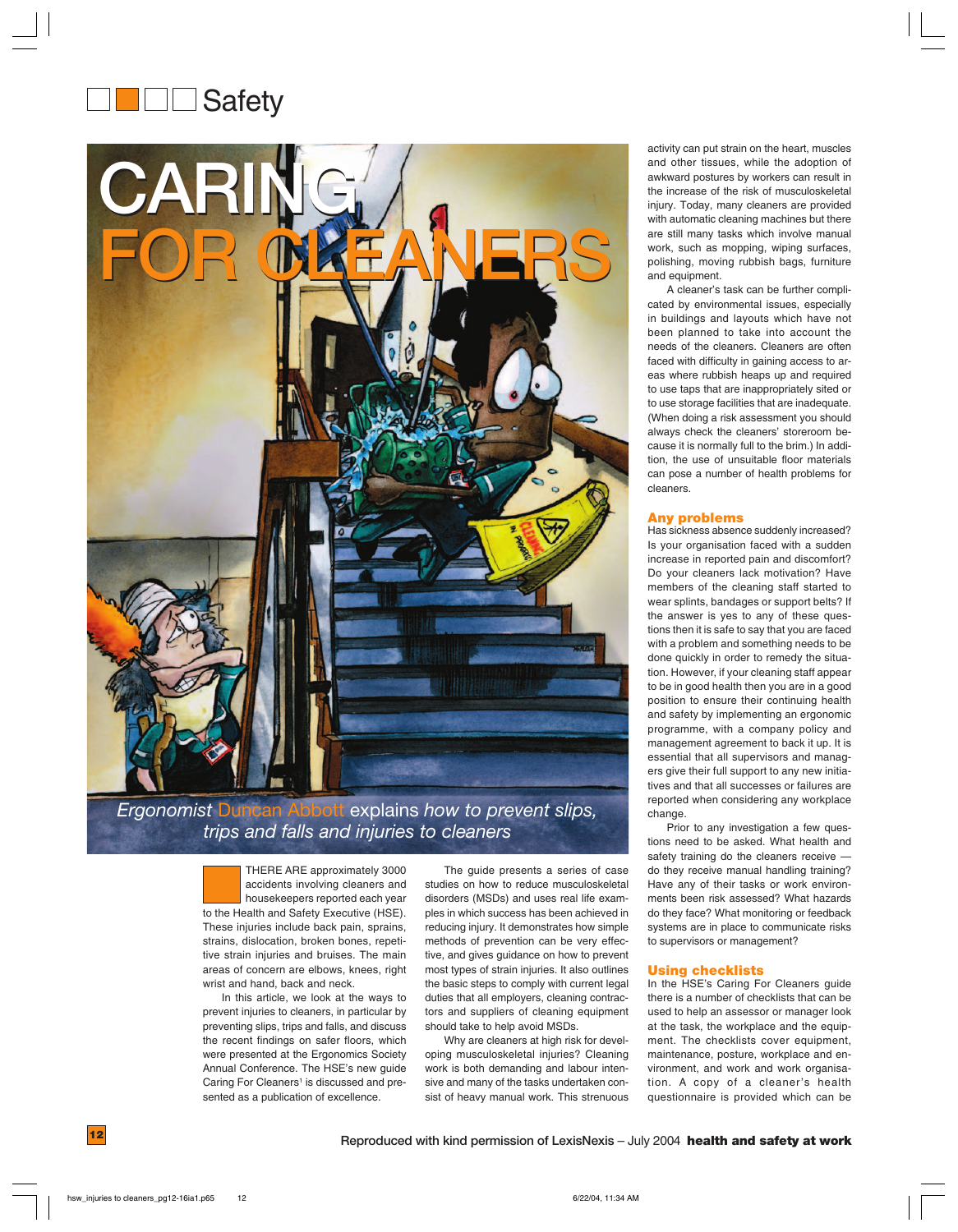# CARING FOR CLEANERS

*Ergonomist Duncan Abbott explains how to prevent slips, trips and falls and injuries to cleaners*

THERE ARE approximately 3000 accidents involving cleaners and housekeepers reported each year to the Health and Safety Executive (HSE). These injuries include back pain, sprains, strains, dislocation, broken bones, repetitive strain injuries and bruises. The main areas of concern are elbows, knees, right wrist and hand, back and neck.

In this article, we look at the ways to prevent injuries to cleaners, in particular by preventing slips, trips and falls, and discuss the recent findings on safer floors, which were presented at the Ergonomics Society Annual Conference. The HSE's new guide Caring For Cleaners[1] is discussed and presented as a publication of excellence.

The guide presents a series of case studies on how to reduce musculoskeletal disorders (MSDs) and uses real life examples in which success has been achieved in reducing injury. It demonstrates how simple methods of prevention can be very effective, and gives guidance on how to prevent most types of strain injuries. It also outlines the basic steps to comply with current legal duties that all employers, cleaning contractors and suppliers of cleaning equipment should take to help avoid MSDs.

Why are cleaners at high risk for developing musculoskeletal injuries? Cleaning work is both demanding and labour intensive and many of the tasks undertaken consist of heavy manual work. This strenuous activity can put strain on the heart, muscles and other tissues, while the adoption of awkward postures by workers can result in the increase of the risk of musculoskeletal injury. Today, many cleaners are provided with automatic cleaning machines but there are still many tasks which involve manual work, such as mopping, wiping surfaces, polishing, moving rubbish bags, furniture and equipment.

A cleaner's task can be further complicated by environmental issues, especially in buildings and layouts which have not been planned to take into account the needs of the cleaners. Cleaners are often faced with difficulty in gaining access to areas where rubbish heaps up and required to use taps that are inappropriately sited or to use storage facilities that are inadequate. (When doing a risk assessment you should always check the cleaners' storeroom because it is normally full to the brim.) In addition, the use of unsuitable floor materials can pose a number of health problems for cleaners.

## Any problems

Has sickness absence suddenly increased? Is your organisation faced with a sudden increase in reported pain and discomfort? Do your cleaners lack motivation? Have members of the cleaning staff started to wear splints, bandages or support belts? If the answer is yes to any of these questions then it is safe to say that you are faced with a problem and something needs to be done quickly in order to remedy the situation. However, if your cleaning staff appear to be in good health then you are in a good position to ensure their continuing health and safety by implementing an ergonomic programme, with a company policy and management agreement to back it up. It is essential that all supervisors and managers give their full support to any new initiatives and that all successes or failures are reported when considering any workplace change.

Prior to any investigation a few questions need to be asked. What health and safety training do the cleaners receive — do they receive manual handling training? Have any of their tasks or work environments been risk assessed? What hazards do they face? What monitoring or feedback systems are in place to communicate risks to supervisors or management?

## Using checklists

In the HSE's Caring For Cleaners guide there is a number of checklists that can be used to help an assessor or manager look at the task, the workplace and the equipment. The checklists cover equipment, maintenance, posture, workplace and environment, and work and work organisation. A copy of a cleaner's health questionnaire is provided which can be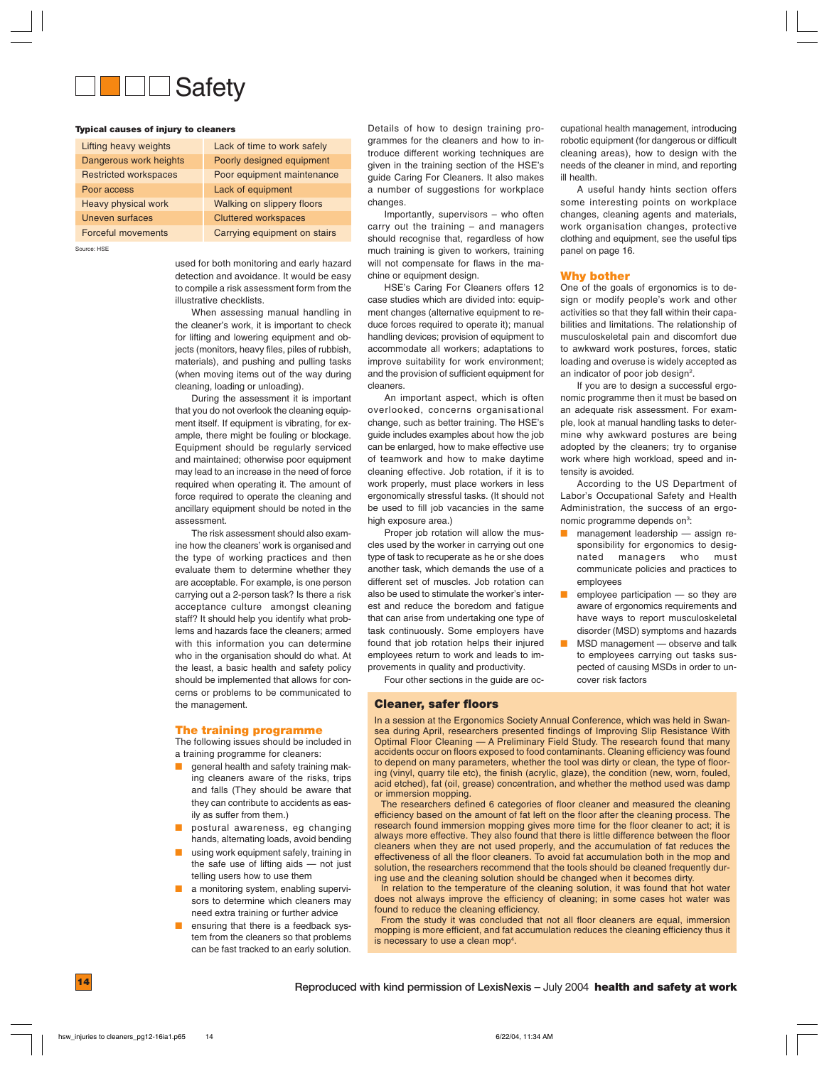# Safety

**Typical causes of injury to cleaners**

| | |
|---|---|
| Lifting heavy weights | Lack of time to work safely |
| Dangerous work heights | Poorly designed equipment |
| Restricted workspaces | Poor equipment maintenance |
| Poor access | Lack of equipment |
| Heavy physical work | Walking on slippery floors |
| Uneven surfaces | Cluttered workspaces |
| Forceful movements | Carrying equipment on stairs |

Source: HSE

used for both monitoring and early hazard detection and avoidance. It would be easy to compile a risk assessment form from the illustrative checklists.

When assessing manual handling in the cleaner's work, it is important to check for lifting and lowering equipment and objects (monitors, heavy files, piles of rubbish, materials), and pushing and pulling tasks (when moving items out of the way during cleaning, loading or unloading).

During the assessment it is important that you do not overlook the cleaning equipment itself. If equipment is vibrating, for example, there might be fouling or blockage. Equipment should be regularly serviced and maintained; otherwise poor equipment may lead to an increase in the need of force required when operating it. The amount of force required to operate the cleaning and ancillary equipment should be noted in the assessment.

The risk assessment should also examine how the cleaners' work is organised and the type of working practices and then evaluate them to determine whether they are acceptable. For example, is one person carrying out a 2-person task? Is there a risk acceptance culture amongst cleaning staff? It should help you identify what problems and hazards face the cleaners; armed with this information you can determine who in the organisation should do what. At the least, a basic health and safety policy should be implemented that allows for concerns or problems to be communicated to the management.

## The training programme

The following issues should be included in a training programme for cleaners:

- general health and safety training making cleaners aware of the risks, trips and falls (They should be aware that they can contribute to accidents as easily as suffer from them.)
- postural awareness, eg changing hands, alternating loads, avoid bending
- using work equipment safely, training in the safe use of lifting aids — not just telling users how to use them
- a monitoring system, enabling supervisors to determine which cleaners may need extra training or further advice
- ensuring that there is a feedback system from the cleaners so that problems can be fast tracked to an early solution.

Details of how to design training programmes for the cleaners and how to introduce different working techniques are given in the training section of the HSE's guide Caring For Cleaners. It also makes a number of suggestions for workplace changes.

Importantly, supervisors – who often carry out the training – and managers should recognise that, regardless of how much training is given to workers, training will not compensate for flaws in the machine or equipment design.

HSE's Caring For Cleaners offers 12 case studies which are divided into: equipment changes (alternative equipment to reduce forces required to operate it); manual handling devices; provision of equipment to accommodate all workers; adaptations to improve suitability for work environment; and the provision of sufficient equipment for cleaners.

An important aspect, which is often overlooked, concerns organisational change, such as better training. The HSE's guide includes examples about how the job can be enlarged, how to make effective use of teamwork and how to make daytime cleaning effective. Job rotation, if it is to work properly, must place workers in less ergonomically stressful tasks. (It should not be used to fill job vacancies in the same high exposure area.)

Proper job rotation will allow the muscles used by the worker in carrying out one type of task to recuperate as he or she does another task, which demands the use of a different set of muscles. Job rotation can also be used to stimulate the worker's interest and reduce the boredom and fatigue that can arise from undertaking one type of task continuously. Some employers have found that job rotation helps their injured employees return to work and leads to improvements in quality and productivity.

Four other sections in the guide are occupational health management, introducing robotic equipment (for dangerous or difficult cleaning areas), how to design with the needs of the cleaner in mind, and reporting ill health.

A useful handy hints section offers some interesting points on workplace changes, cleaning agents and materials, work organisation changes, protective clothing and equipment, see the useful tips panel on page 16.

## Why bother

One of the goals of ergonomics is to design or modify people's work and other activities so that they fall within their capabilities and limitations. The relationship of musculoskeletal pain and discomfort due to awkward work postures, forces, static loading and overuse is widely accepted as an indicator of poor job design[2].

If you are to design a successful ergonomic programme then it must be based on an adequate risk assessment. For example, look at manual handling tasks to determine why awkward postures are being adopted by the cleaners; try to organise work where high workload, speed and intensity is avoided.

According to the US Department of Labor's Occupational Safety and Health Administration, the success of an ergonomic programme depends on[3]:

- management leadership — assign responsibility for ergonomics to designated managers who must communicate policies and practices to employees
- employee participation — so they are aware of ergonomics requirements and have ways to report musculoskeletal disorder (MSD) symptoms and hazards
- MSD management — observe and talk to employees carrying out tasks suspected of causing MSDs in order to uncover risk factors

## Cleaner, safer floors

In a session at the Ergonomics Society Annual Conference, which was held in Swansea during April, researchers presented findings of Improving Slip Resistance With Optimal Floor Cleaning — A Preliminary Field Study. The research found that many accidents occur on floors exposed to food contaminants. Cleaning efficiency was found to depend on many parameters, whether the tool was dirty or clean, the type of flooring (vinyl, quarry tile etc), the finish (acrylic, glaze), the condition (new, worn, fouled, acid etched), fat (oil, grease) concentration, and whether the method used was damp or immersion mopping.

The researchers defined 6 categories of floor cleaner and measured the cleaning efficiency based on the amount of fat left on the floor after the cleaning process. The research found immersion mopping gives more time for the floor cleaner to act; it is always more effective. They also found that there is little difference between the floor cleaners when they are not used properly, and the accumulation of fat reduces the effectiveness of all the floor cleaners. To avoid fat accumulation both in the mop and solution, the researchers recommend that the tools should be cleaned frequently during use and the cleaning solution should be changed when it becomes dirty.

In relation to the temperature of the cleaning solution, it was found that hot water does not always improve the efficiency of cleaning; in some cases hot water was found to reduce the cleaning efficiency.

From the study it was concluded that not all floor cleaners are equal, immersion mopping is more efficient, and fat accumulation reduces the cleaning efficiency thus it is necessary to use a clean mop[4].

Reproduced with kind permission of LexisNexis – July 2004 **health and safety at work**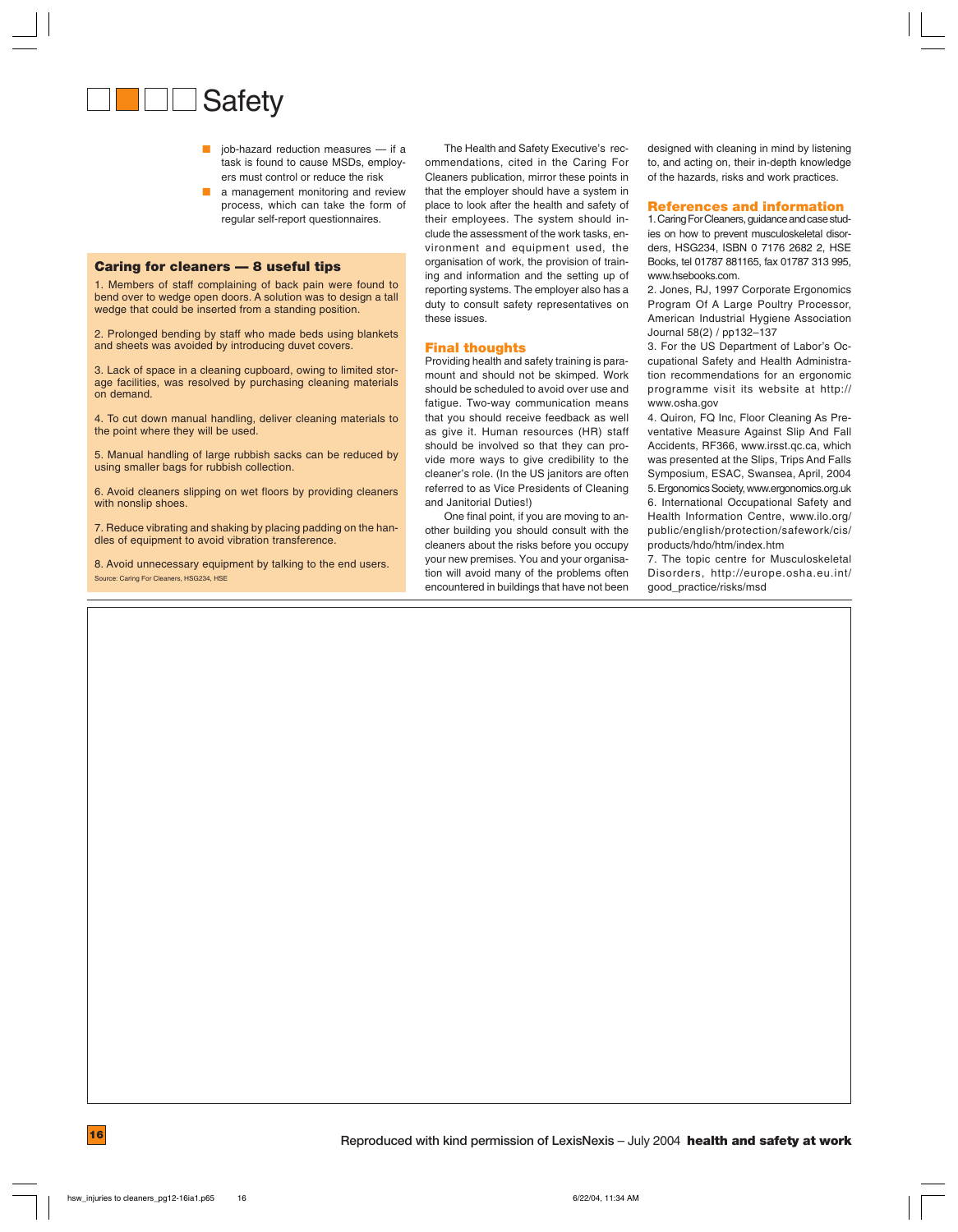- job-hazard reduction measures — if a task is found to cause MSDs, employers must control or reduce the risk
- a management monitoring and review process, which can take the form of regular self-report questionnaires.

## Caring for cleaners — 8 useful tips

1. Members of staff complaining of back pain were found to bend over to wedge open doors. A solution was to design a tall wedge that could be inserted from a standing position.

2. Prolonged bending by staff who made beds using blankets and sheets was avoided by introducing duvet covers.

3. Lack of space in a cleaning cupboard, owing to limited storage facilities, was resolved by purchasing cleaning materials on demand.

4. To cut down manual handling, deliver cleaning materials to the point where they will be used.

5. Manual handling of large rubbish sacks can be reduced by using smaller bags for rubbish collection.

6. Avoid cleaners slipping on wet floors by providing cleaners with nonslip shoes.

7. Reduce vibrating and shaking by placing padding on the handles of equipment to avoid vibration transference.

8. Avoid unnecessary equipment by talking to the end users.

Source: Caring For Cleaners, HSG234, HSE

The Health and Safety Executive's recommendations, cited in the Caring For Cleaners publication, mirror these points in that the employer should have a system in place to look after the health and safety of their employees. The system should include the assessment of the work tasks, environment and equipment used, the organisation of work, the provision of training and information and the setting up of reporting systems. The employer also has a duty to consult safety representatives on these issues.

## Final thoughts

Providing health and safety training is paramount and should not be skimped. Work should be scheduled to avoid over use and fatigue. Two-way communication means that you should receive feedback as well as give it. Human resources (HR) staff should be involved so that they can provide more ways to give credibility to the cleaner's role. (In the US janitors are often referred to as Vice Presidents of Cleaning and Janitorial Duties!)

One final point, if you are moving to another building you should consult with the cleaners about the risks before you occupy your new premises. You and your organisation will avoid many of the problems often encountered in buildings that have not been designed with cleaning in mind by listening to, and acting on, their in-depth knowledge of the hazards, risks and work practices.

## References and information

1. Caring For Cleaners, guidance and case studies on how to prevent musculoskeletal disorders, HSG234, ISBN 0 7176 2682 2, HSE Books, tel 01787 881165, fax 01787 313 995, www.hsebooks.com.
2. Jones, RJ, 1997 Corporate Ergonomics Program Of A Large Poultry Processor, American Industrial Hygiene Association Journal 58(2) / pp132–137
3. For the US Department of Labor's Occupational Safety and Health Administration recommendations for an ergonomic programme visit its website at http://www.osha.gov
4. Quiron, FQ Inc, Floor Cleaning As Preventative Measure Against Slip And Fall Accidents, RF366, www.irsst.qc.ca, which was presented at the Slips, Trips And Falls Symposium, ESAC, Swansea, April, 2004
5. Ergonomics Society, www.ergonomics.org.uk
6. International Occupational Safety and Health Information Centre, www.ilo.org/public/english/protection/safework/cis/products/hdo/htm/index.htm
7. The topic centre for Musculoskeletal Disorders, http://europe.osha.eu.int/good_practice/risks/msd

Reproduced with kind permission of LexisNexis – July 2004 **health and safety at work**